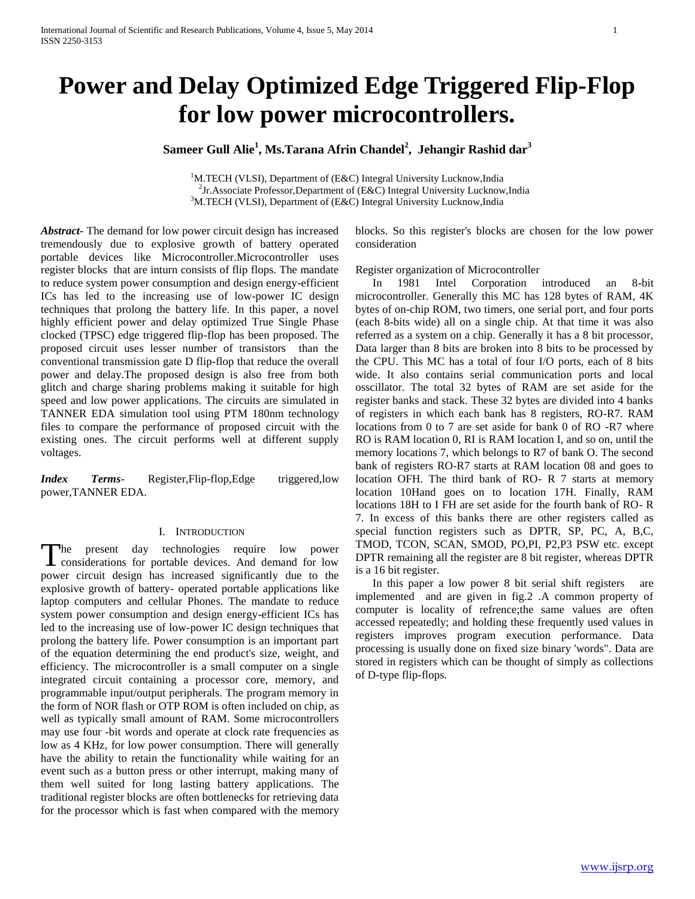# Power and Delay Optimized Edge Triggered Flip-Flop for low power microcontrollers.

**Sameer Gull Alie[1], Ms.Tarana Afrin Chandel[2], Jehangir Rashid dar[3]**

[1]M.TECH (VLSI), Department of (E&C) Integral University Lucknow,India
[2]Jr.Associate Professor,Department of (E&C) Integral University Lucknow,India
[3]M.TECH (VLSI), Department of (E&C) Integral University Lucknow,India

***Abstract***- The demand for low power circuit design has increased tremendously due to explosive growth of battery operated portable devices like Microcontroller.Microcontroller uses register blocks that are inturn consists of flip flops. The mandate to reduce system power consumption and design energy-efficient ICs has led to the increasing use of low-power IC design techniques that prolong the battery life. In this paper, a novel highly efficient power and delay optimized True Single Phase clocked (TPSC) edge triggered flip-flop has been proposed. The proposed circuit uses lesser number of transistors than the conventional transmission gate D flip-flop that reduce the overall power and delay.The proposed design is also free from both glitch and charge sharing problems making it suitable for high speed and low power applications. The circuits are simulated in TANNER EDA simulation tool using PTM 180nm technology files to compare the performance of proposed circuit with the existing ones. The circuit performs well at different supply voltages.

***Index Terms***- Register,Flip-flop,Edge triggered,low power,TANNER EDA.

## I. Introduction

The present day technologies require low power considerations for portable devices. And demand for low power circuit design has increased significantly due to the explosive growth of battery- operated portable applications like laptop computers and cellular Phones. The mandate to reduce system power consumption and design energy-efficient ICs has led to the increasing use of low-power IC design techniques that prolong the battery life. Power consumption is an important part of the equation determining the end product's size, weight, and efficiency. The microcontroller is a small computer on a single integrated circuit containing a processor core, memory, and programmable input/output peripherals. The program memory in the form of NOR flash or OTP ROM is often included on chip, as well as typically small amount of RAM. Some microcontrollers may use four -bit words and operate at clock rate frequencies as low as 4 KHz, for low power consumption. There will generally have the ability to retain the functionality while waiting for an event such as a button press or other interrupt, making many of them well suited for long lasting battery applications. The traditional register blocks are often bottlenecks for retrieving data for the processor which is fast when compared with the memory blocks. So this register's blocks are chosen for the low power consideration

Register organization of Microcontroller

In 1981 Intel Corporation introduced an 8-bit microcontroller. Generally this MC has 128 bytes of RAM, 4K bytes of on-chip ROM, two timers, one serial port, and four ports (each 8-bits wide) all on a single chip. At that time it was also referred as a system on a chip. Generally it has a 8 bit processor, Data larger than 8 bits are broken into 8 bits to be processed by the CPU. This MC has a total of four I/O ports, each of 8 bits wide. It also contains serial communication ports and local osscillator. The total 32 bytes of RAM are set aside for the register banks and stack. These 32 bytes are divided into 4 banks of registers in which each bank has 8 registers, RO-R7. RAM locations from 0 to 7 are set aside for bank 0 of RO -R7 where RO is RAM location 0, RI is RAM location I, and so on, until the memory locations 7, which belongs to R7 of bank O. The second bank of registers RO-R7 starts at RAM location 08 and goes to location OFH. The third bank of RO- R 7 starts at memory location 10Hand goes on to location 17H. Finally, RAM locations 18H to I FH are set aside for the fourth bank of RO- R 7. In excess of this banks there are other registers called as special function registers such as DPTR, SP, PC, A, B,C, TMOD, TCON, SCAN, SMOD, PO,PI, P2,P3 PSW etc. except DPTR remaining all the register are 8 bit register, whereas DPTR is a 16 bit register.

In this paper a low power 8 bit serial shift registers are implemented and are given in fig.2 .A common property of computer is locality of refrence;the same values are often accessed repeatedly; and holding these frequently used values in registers improves program execution performance. Data processing is usually done on fixed size binary 'words". Data are stored in registers which can be thought of simply as collections of D-type flip-flops.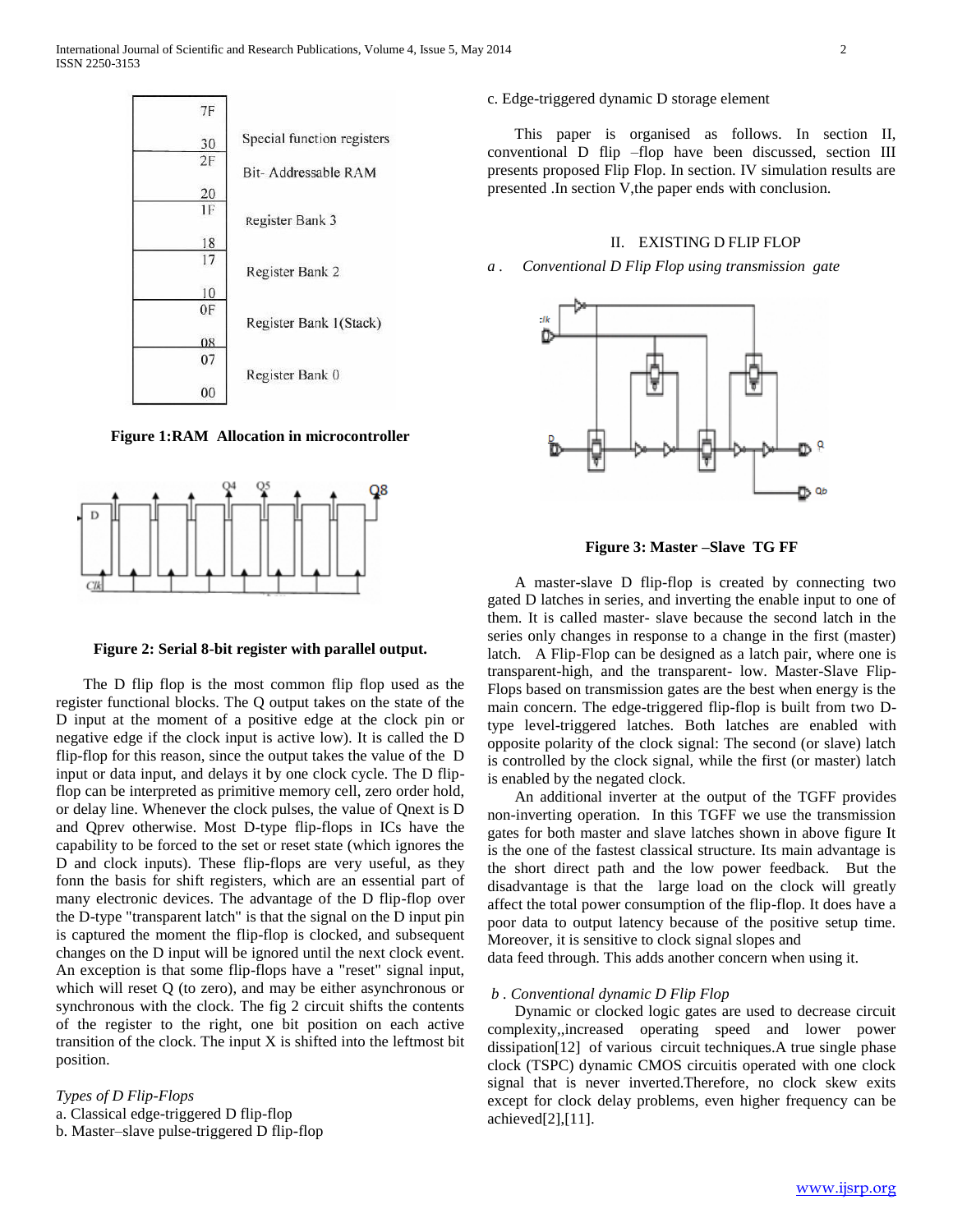**Figure 1:RAM Allocation in microcontroller**

**Figure 2: Serial 8-bit register with parallel output.**

The D flip flop is the most common flip flop used as the register functional blocks. The Q output takes on the state of the D input at the moment of a positive edge at the clock pin or negative edge if the clock input is active low). It is called the D flip-flop for this reason, since the output takes the value of the D input or data input, and delays it by one clock cycle. The D flip-flop can be interpreted as primitive memory cell, zero order hold, or delay line. Whenever the clock pulses, the value of Qnext is D and Qprev otherwise. Most D-type flip-flops in ICs have the capability to be forced to the set or reset state (which ignores the D and clock inputs). These flip-flops are very useful, as they fonn the basis for shift registers, which are an essential part of many electronic devices. The advantage of the D flip-flop over the D-type "transparent latch" is that the signal on the D input pin is captured the moment the flip-flop is clocked, and subsequent changes on the D input will be ignored until the next clock event. An exception is that some flip-flops have a "reset" signal input, which will reset Q (to zero), and may be either asynchronous or synchronous with the clock. The fig 2 circuit shifts the contents of the register to the right, one bit position on each active transition of the clock. The input X is shifted into the leftmost bit position.

*Types of D Flip-Flops*

a. Classical edge-triggered D flip-flop
b. Master–slave pulse-triggered D flip-flop
c. Edge-triggered dynamic D storage element

This paper is organised as follows. In section II, conventional D flip –flop have been discussed, section III presents proposed Flip Flop. In section. IV simulation results are presented .In section V,the paper ends with conclusion.

## II. EXISTING D FLIP FLOP

### *a . Conventional D Flip Flop using transmission gate*

**Figure 3: Master –Slave TG FF**

A master-slave D flip-flop is created by connecting two gated D latches in series, and inverting the enable input to one of them. It is called master- slave because the second latch in the series only changes in response to a change in the first (master) latch. A Flip-Flop can be designed as a latch pair, where one is transparent-high, and the transparent- low. Master-Slave Flip-Flops based on transmission gates are the best when energy is the main concern. The edge-triggered flip-flop is built from two D-type level-triggered latches. Both latches are enabled with opposite polarity of the clock signal: The second (or slave) latch is controlled by the clock signal, while the first (or master) latch is enabled by the negated clock.

An additional inverter at the output of the TGFF provides non-inverting operation. In this TGFF we use the transmission gates for both master and slave latches shown in above figure It is the one of the fastest classical structure. Its main advantage is the short direct path and the low power feedback. But the disadvantage is that the large load on the clock will greatly affect the total power consumption of the flip-flop. It does have a poor data to output latency because of the positive setup time. Moreover, it is sensitive to clock signal slopes and data feed through. This adds another concern when using it.

### *b . Conventional dynamic D Flip Flop*

Dynamic or clocked logic gates are used to decrease circuit complexity,,increased operating speed and lower power dissipation[12] of various circuit techniques.A true single phase clock (TSPC) dynamic CMOS circuitis operated with one clock signal that is never inverted.Therefore, no clock skew exits except for clock delay problems, even higher frequency can be achieved[2],[11].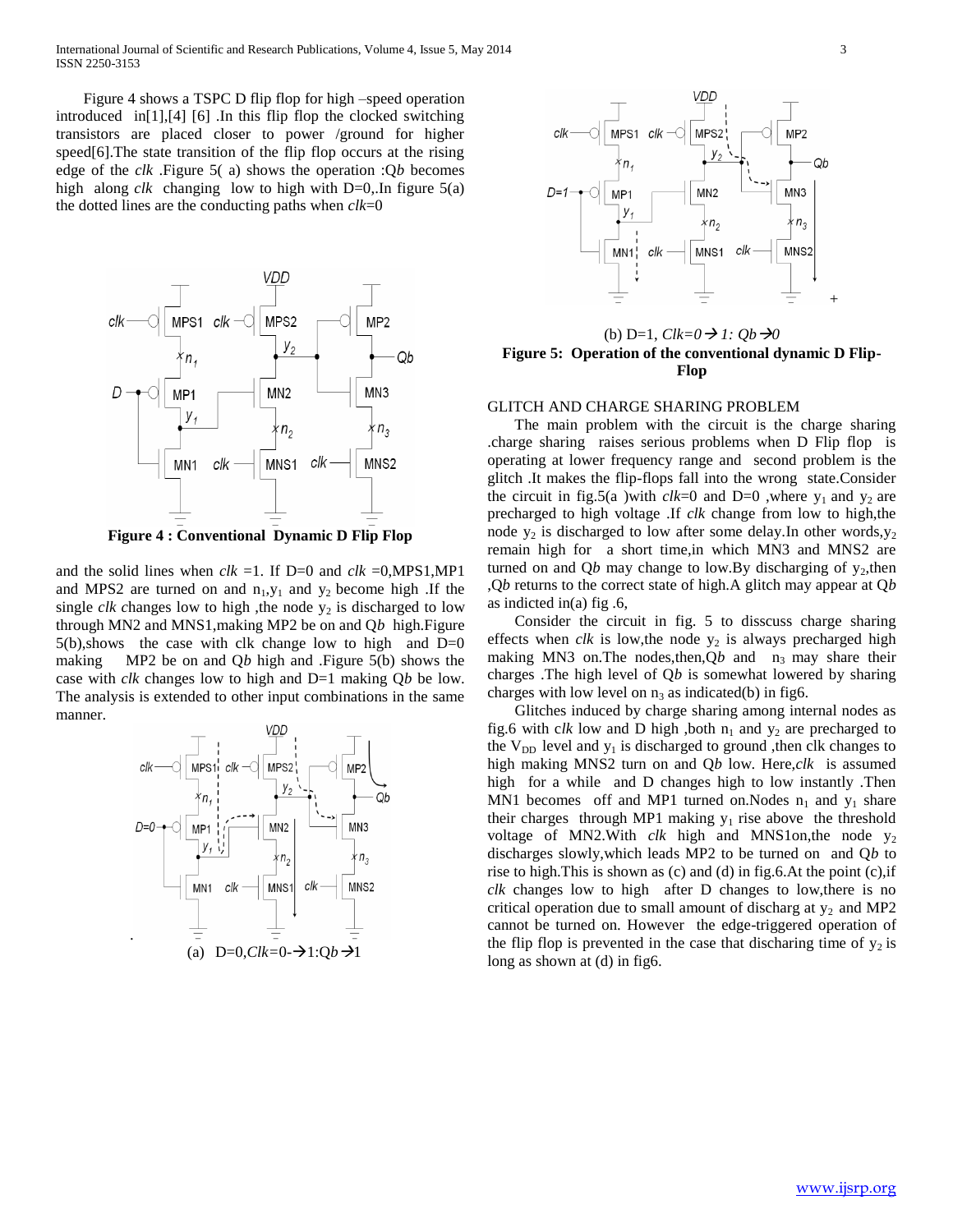Figure 4 shows a TSPC D flip flop for high –speed operation introduced in[1],[4] [6] .In this flip flop the clocked switching transistors are placed closer to power /ground for higher speed[6].The state transition of the flip flop occurs at the rising edge of the *clk* .Figure 5( a) shows the operation :Q*b* becomes high along *clk* changing low to high with D=0,.In figure 5(a) the dotted lines are the conducting paths when *clk*=0

**Figure 4 : Conventional Dynamic D Flip Flop**

and the solid lines when *clk* =1. If D=0 and *clk* =0,MPS1,MP1 and MPS2 are turned on and $n_1$,$y_1$ and $y_2$ become high .If the single *clk c*hanges low to high ,the node $y_2$ is discharged to low through MN2 and MNS1,making MP2 be on and Q*b* high.Figure 5(b),shows the case with clk change low to high and D=0 making MP2 be on and Q*b* high and .Figure 5(b) shows the case with *clk* changes low to high and D=1 making Q*b* be low. The analysis is extended to other input combinations in the same manner.

(a) D=0,*Clk*=0-→1:Q*b*→1

(b) D=1, *Clk=0→ 1: Qb→0*

**Figure 5: Operation of the conventional dynamic D Flip-Flop**

GLITCH AND CHARGE SHARING PROBLEM

The main problem with the circuit is the charge sharing .charge sharing raises serious problems when D Flip flop is operating at lower frequency range and second problem is the glitch .It makes the flip-flops fall into the wrong state.Consider the circuit in fig.5(a )with *clk*=0 and D=0 ,where $y_1$ and $y_2$ are precharged to high voltage .If *clk* change from low to high,the node $y_2$ is discharged to low after some delay.In other words,$y_2$ remain high for a short time,in which MN3 and MNS2 are turned on and Q*b* may change to low.By discharging of $y_2$,then ,Q*b* returns to the correct state of high.A glitch may appear at Q*b* as indicted in(a) fig .6,

Consider the circuit in fig. 5 to disscuss charge sharing effects when *clk* is low,the node $y_2$ is always precharged high making MN3 on.The nodes,then,Q*b* and $n_3$ may share their charges .The high level of Q*b* is somewhat lowered by sharing charges with low level on $n_3$ as indicated(b) in fig6.

Glitches induced by charge sharing among internal nodes as fig.6 with c*lk* low and D high ,both $n_1$ and $y_2$ are precharged to the $V_{DD}$ level and $y_1$ is discharged to ground ,then clk changes to high making MNS2 turn on and Q*b* low. Here,*clk* is assumed high for a while and D changes high to low instantly .Then MN1 becomes off and MP1 turned on.Nodes $n_1$ and $y_1$ share their charges through MP1 making $y_1$ rise above the threshold voltage of MN2.With *clk* high and MNS1on,the node $y_2$ discharges slowly,which leads MP2 to be turned on and Q*b* to rise to high.This is shown as (c) and (d) in fig.6.At the point (c),if *clk* changes low to high after D changes to low,there is no critical operation due to small amount of discharg at $y_2$ and MP2 cannot be turned on. However the edge-triggered operation of the flip flop is prevented in the case that discharging time of $y_2$ is long as shown at (d) in fig6.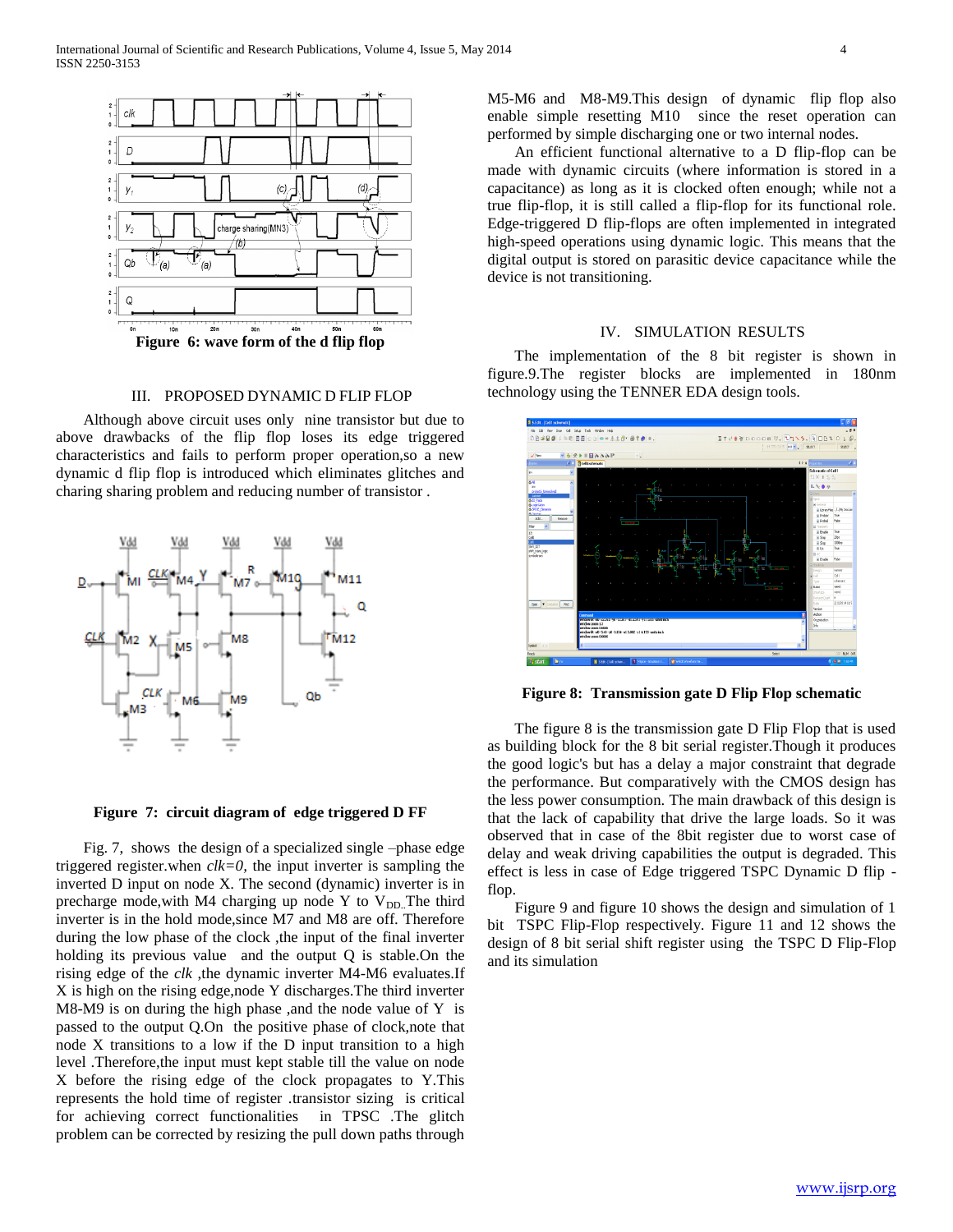Figure 6: wave form of the d flip flop

## III. PROPOSED DYNAMIC D FLIP FLOP

Although above circuit uses only nine transistor but due to above drawbacks of the flip flop loses its edge triggered characteristics and fails to perform proper operation,so a new dynamic d flip flop is introduced which eliminates glitches and charing sharing problem and reducing number of transistor .

**Figure 7: circuit diagram of edge triggered D FF**

Fig. 7, shows the design of a specialized single –phase edge triggered register.when *clk=0,* the input inverter is sampling the inverted D input on node X. The second (dynamic) inverter is in precharge mode,with M4 charging up node Y to $V_{DD}$.The third inverter is in the hold mode,since M7 and M8 are off. Therefore during the low phase of the clock ,the input of the final inverter holding its previous value and the output Q is stable.On the rising edge of the *clk* ,the dynamic inverter M4-M6 evaluates.If X is high on the rising edge,node Y discharges.The third inverter M8-M9 is on during the high phase ,and the node value of Y is passed to the output Q.On the positive phase of clock,note that node X transitions to a low if the D input transition to a high level .Therefore,the input must kept stable till the value on node X before the rising edge of the clock propagates to Y.This represents the hold time of register .transistor sizing is critical for achieving correct functionalities in TPSC .The glitch problem can be corrected by resizing the pull down paths through M5-M6 and M8-M9.This design of dynamic flip flop also enable simple resetting M10 since the reset operation can performed by simple discharging one or two internal nodes.

An efficient functional alternative to a D flip-flop can be made with dynamic circuits (where information is stored in a capacitance) as long as it is clocked often enough; while not a true flip-flop, it is still called a flip-flop for its functional role. Edge-triggered D flip-flops are often implemented in integrated high-speed operations using dynamic logic. This means that the digital output is stored on parasitic device capacitance while the device is not transitioning.

## IV. SIMULATION RESULTS

The implementation of the 8 bit register is shown in figure.9.The register blocks are implemented in 180nm technology using the TENNER EDA design tools.

**Figure 8: Transmission gate D Flip Flop schematic**

The figure 8 is the transmission gate D Flip Flop that is used as building block for the 8 bit serial register.Though it produces the good logic's but has a delay a major constraint that degrade the performance. But comparatively with the CMOS design has the less power consumption. The main drawback of this design is that the lack of capability that drive the large loads. So it was observed that in case of the 8bit register due to worst case of delay and weak driving capabilities the output is degraded. This effect is less in case of Edge triggered TSPC Dynamic D flip - flop.

Figure 9 and figure 10 shows the design and simulation of 1 bit TSPC Flip-Flop respectively. Figure 11 and 12 shows the design of 8 bit serial shift register using the TSPC D Flip-Flop and its simulation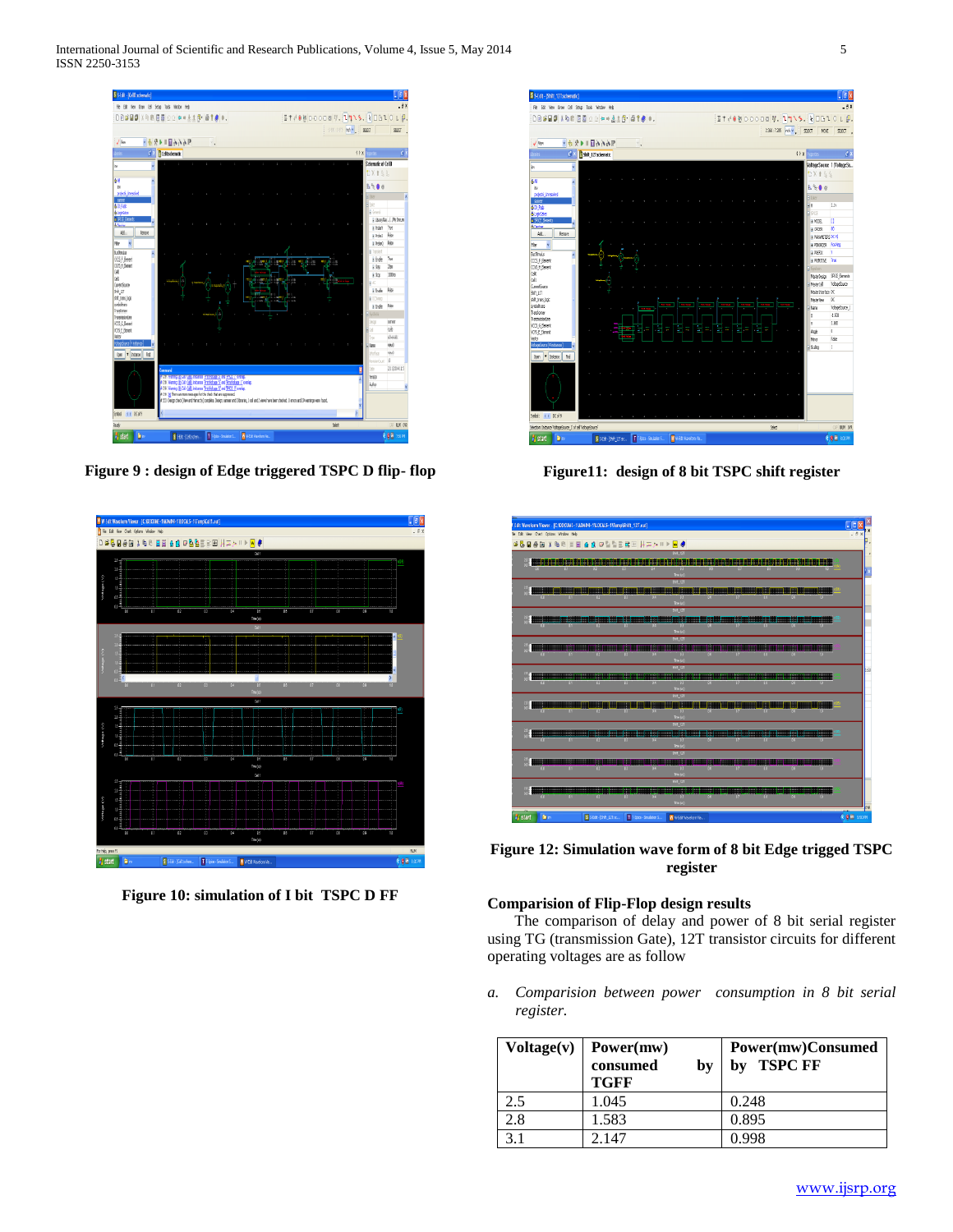Figure 9 : design of Edge triggered TSPC D flip- flop

Figure11: design of 8 bit TSPC shift register

Figure 10: simulation of I bit TSPC D FF

Figure 12: Simulation wave form of 8 bit Edge trigged TSPC register

**Comparision of Flip-Flop design results**

The comparison of delay and power of 8 bit serial register using TG (transmission Gate), 12T transistor circuits for different operating voltages are as follow

a. *Comparision between power consumption in 8 bit serial register.*

| Voltage(v) | Power(mw) consumed by TGFF | Power(mw)Consumed by TSPC FF |
|---|---|---|
| 2.5 | 1.045 | 0.248 |
| 2.8 | 1.583 | 0.895 |
| 3.1 | 2.147 | 0.998 |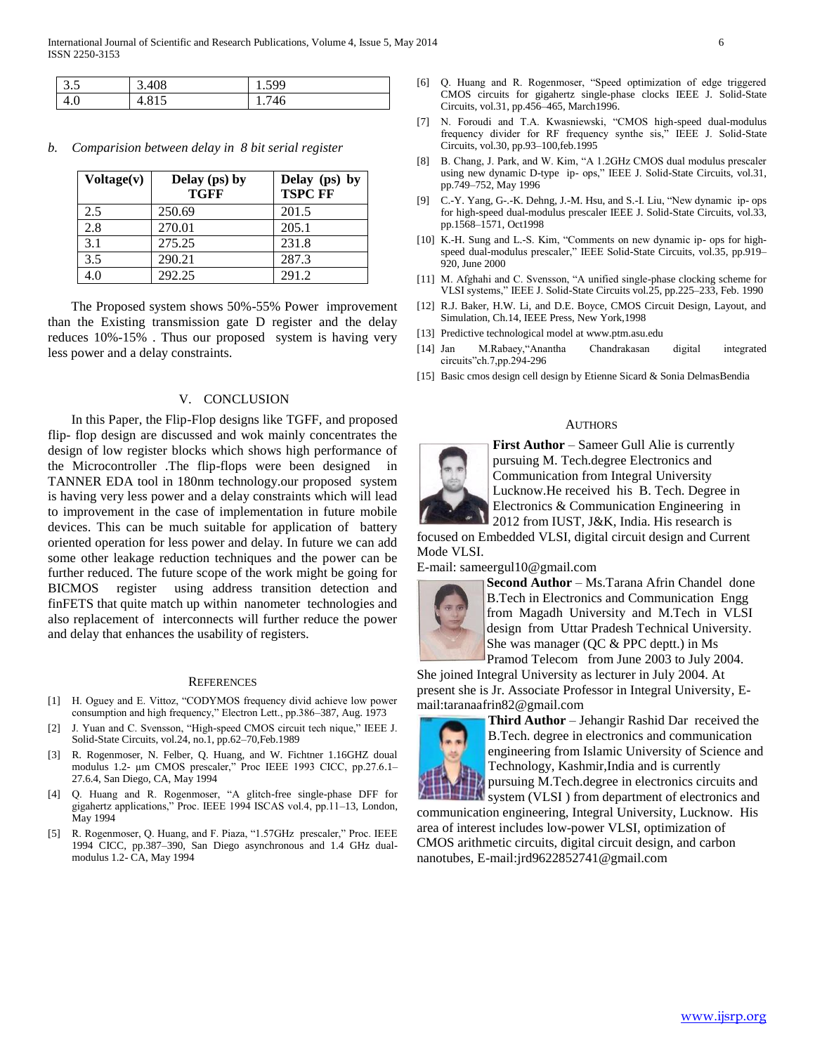| | | |
|---|---|---|
| 3.5 | 3.408 | 1.599 |
| 4.0 | 4.815 | 1.746 |

*b. Comparision between delay in 8 bit serial register*

| Voltage(v) | Delay (ps) by TGFF | Delay (ps) by TSPC FF |
|---|---|---|
| 2.5 | 250.69 | 201.5 |
| 2.8 | 270.01 | 205.1 |
| 3.1 | 275.25 | 231.8 |
| 3.5 | 290.21 | 287.3 |
| 4.0 | 292.25 | 291.2 |

The Proposed system shows 50%-55% Power improvement than the Existing transmission gate D register and the delay reduces 10%-15% . Thus our proposed system is having very less power and a delay constraints.

## V. CONCLUSION

In this Paper, the Flip-Flop designs like TGFF, and proposed flip- flop design are discussed and wok mainly concentrates the design of low register blocks which shows high performance of the Microcontroller .The flip-flops were been designed in TANNER EDA tool in 180nm technology.our proposed system is having very less power and a delay constraints which will lead to improvement in the case of implementation in future mobile devices. This can be much suitable for application of battery oriented operation for less power and delay. In future we can add some other leakage reduction techniques and the power can be further reduced. The future scope of the work might be going for BICMOS register using address transition detection and finFETS that quite match up within nanometer technologies and also replacement of interconnects will further reduce the power and delay that enhances the usability of registers.

## REFERENCES

[1] H. Oguey and E. Vittoz, "CODYMOS frequency divid achieve low power consumption and high frequency," Electron Lett., pp.386–387, Aug. 1973

[2] J. Yuan and C. Svensson, "High-speed CMOS circuit tech nique," IEEE J. Solid-State Circuits, vol.24, no.1, pp.62–70,Feb.1989

[3] R. Rogenmoser, N. Felber, Q. Huang, and W. Fichtner 1.16GHZ doual modulus 1.2- µm CMOS prescaler," Proc IEEE 1993 CICC, pp.27.6.1–27.6.4, San Diego, CA, May 1994

[4] Q. Huang and R. Rogenmoser, "A glitch-free single-phase DFF for gigahertz applications," Proc. IEEE 1994 ISCAS vol.4, pp.11–13, London, May 1994

[5] R. Rogenmoser, Q. Huang, and F. Piaza, "1.57GHz prescaler," Proc. IEEE 1994 CICC, pp.387–390, San Diego asynchronous and 1.4 GHz dual-modulus 1.2- CA, May 1994

[6] Q. Huang and R. Rogenmoser, "Speed optimization of edge triggered CMOS circuits for gigahertz single-phase clocks IEEE J. Solid-State Circuits, vol.31, pp.456–465, March1996.

[7] N. Foroudi and T.A. Kwasniewski, "CMOS high-speed dual-modulus frequency divider for RF frequency synthe sis," IEEE J. Solid-State Circuits, vol.30, pp.93–100,feb.1995

[8] B. Chang, J. Park, and W. Kim, "A 1.2GHz CMOS dual modulus prescaler using new dynamic D-type ip- ops," IEEE J. Solid-State Circuits, vol.31, pp.749–752, May 1996

[9] C.-Y. Yang, G-.-K. Dehng, J.-M. Hsu, and S.-I. Liu, "New dynamic ip- ops for high-speed dual-modulus prescaler IEEE J. Solid-State Circuits, vol.33, pp.1568–1571, Oct1998

[10] K.-H. Sung and L.-S. Kim, "Comments on new dynamic ip- ops for high-speed dual-modulus prescaler," IEEE Solid-State Circuits, vol.35, pp.919–920, June 2000

[11] M. Afghahi and C. Svensson, "A unified single-phase clocking scheme for VLSI systems," IEEE J. Solid-State Circuits vol.25, pp.225–233, Feb. 1990

[12] R.J. Baker, H.W. Li, and D.E. Boyce, CMOS Circuit Design, Layout, and Simulation, Ch.14, IEEE Press, New York,1998

[13] Predictive technological model at www.ptm.asu.edu

[14] Jan M.Rabaey,"Anantha Chandrakasan digital integrated circuits"ch.7,pp.294-296

[15] Basic cmos design cell design by Etienne Sicard & Sonia DelmasBendia

## AUTHORS

**First Author** – Sameer Gull Alie is currently pursuing M. Tech.degree Electronics and Communication from Integral University Lucknow.He received his B. Tech. Degree in Electronics & Communication Engineering in 2012 from IUST, J&K, India. His research is focused on Embedded VLSI, digital circuit design and Current Mode VLSI.
E-mail: sameergul10@gmail.com

**Second Author** – Ms.Tarana Afrin Chandel done B.Tech in Electronics and Communication Engg from Magadh University and M.Tech in VLSI design from Uttar Pradesh Technical University. She was manager (QC & PPC deptt.) in Ms Pramod Telecom from June 2003 to July 2004. She joined Integral University as lecturer in July 2004. At present she is Jr. Associate Professor in Integral University, E-mail:taranaafrin82@gmail.com

**Third Author** – Jehangir Rashid Dar received the B.Tech. degree in electronics and communication engineering from Islamic University of Science and Technology, Kashmir,India and is currently pursuing M.Tech.degree in electronics circuits and system (VLSI ) from department of electronics and communication engineering, Integral University, Lucknow. His area of interest includes low-power VLSI, optimization of CMOS arithmetic circuits, digital circuit design, and carbon nanotubes, E-mail:jrd9622852741@gmail.com